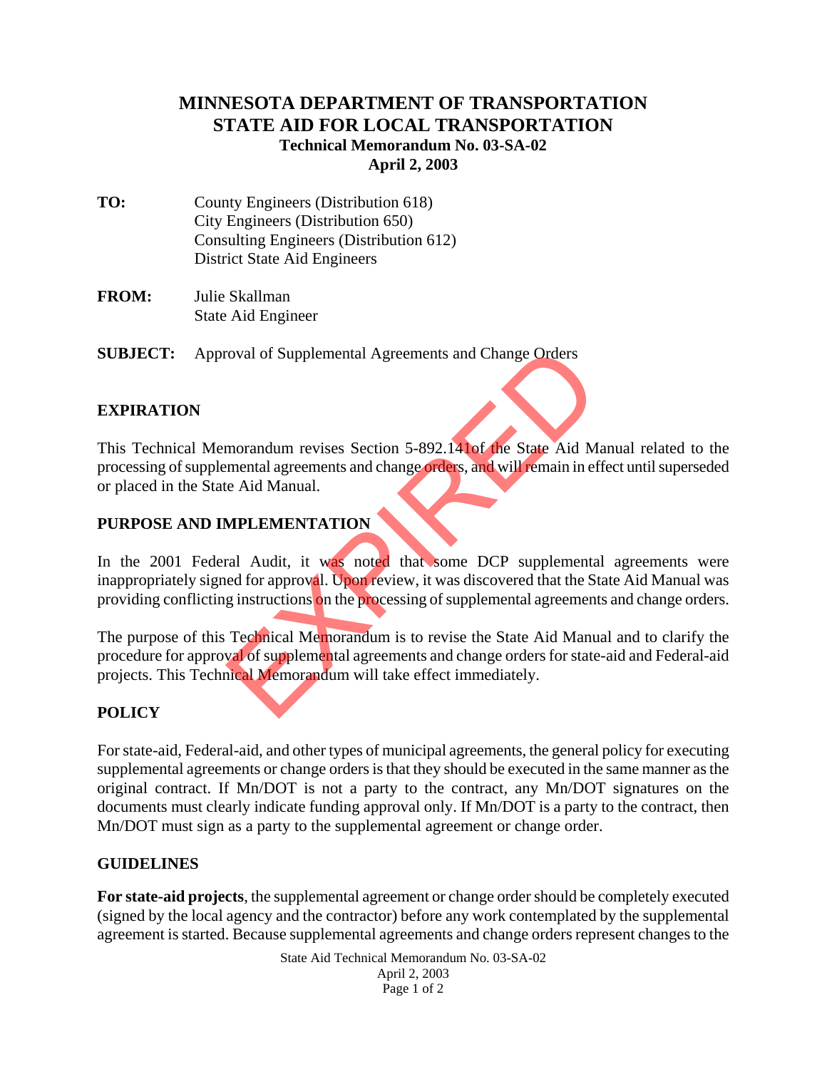# MINNESOTA DEPARTMENT OF TRANSPORTATION
# STATE AID FOR LOCAL TRANSPORTATION

**Technical Memorandum No. 03-SA-02**
**April 2, 2003**

**TO:** County Engineers (Distribution 618)
City Engineers (Distribution 650)
Consulting Engineers (Distribution 612)
District State Aid Engineers

**FROM:** Julie Skallman
State Aid Engineer

**SUBJECT:** Approval of Supplemental Agreements and Change Orders

EXPIRED

## EXPIRATION

This Technical Memorandum revises Section 5-892.141of the State Aid Manual related to the processing of supplemental agreements and change orders, and will remain in effect until superseded or placed in the State Aid Manual.

## PURPOSE AND IMPLEMENTATION

In the 2001 Federal Audit, it was noted that some DCP supplemental agreements were inappropriately signed for approval. Upon review, it was discovered that the State Aid Manual was providing conflicting instructions on the processing of supplemental agreements and change orders.

The purpose of this Technical Memorandum is to revise the State Aid Manual and to clarify the procedure for approval of supplemental agreements and change orders for state-aid and Federal-aid projects. This Technical Memorandum will take effect immediately.

## POLICY

For state-aid, Federal-aid, and other types of municipal agreements, the general policy for executing supplemental agreements or change orders is that they should be executed in the same manner as the original contract. If Mn/DOT is not a party to the contract, any Mn/DOT signatures on the documents must clearly indicate funding approval only. If Mn/DOT is a party to the contract, then Mn/DOT must sign as a party to the supplemental agreement or change order.

## GUIDELINES

**For state-aid projects**, the supplemental agreement or change order should be completely executed (signed by the local agency and the contractor) before any work contemplated by the supplemental agreement is started. Because supplemental agreements and change orders represent changes to the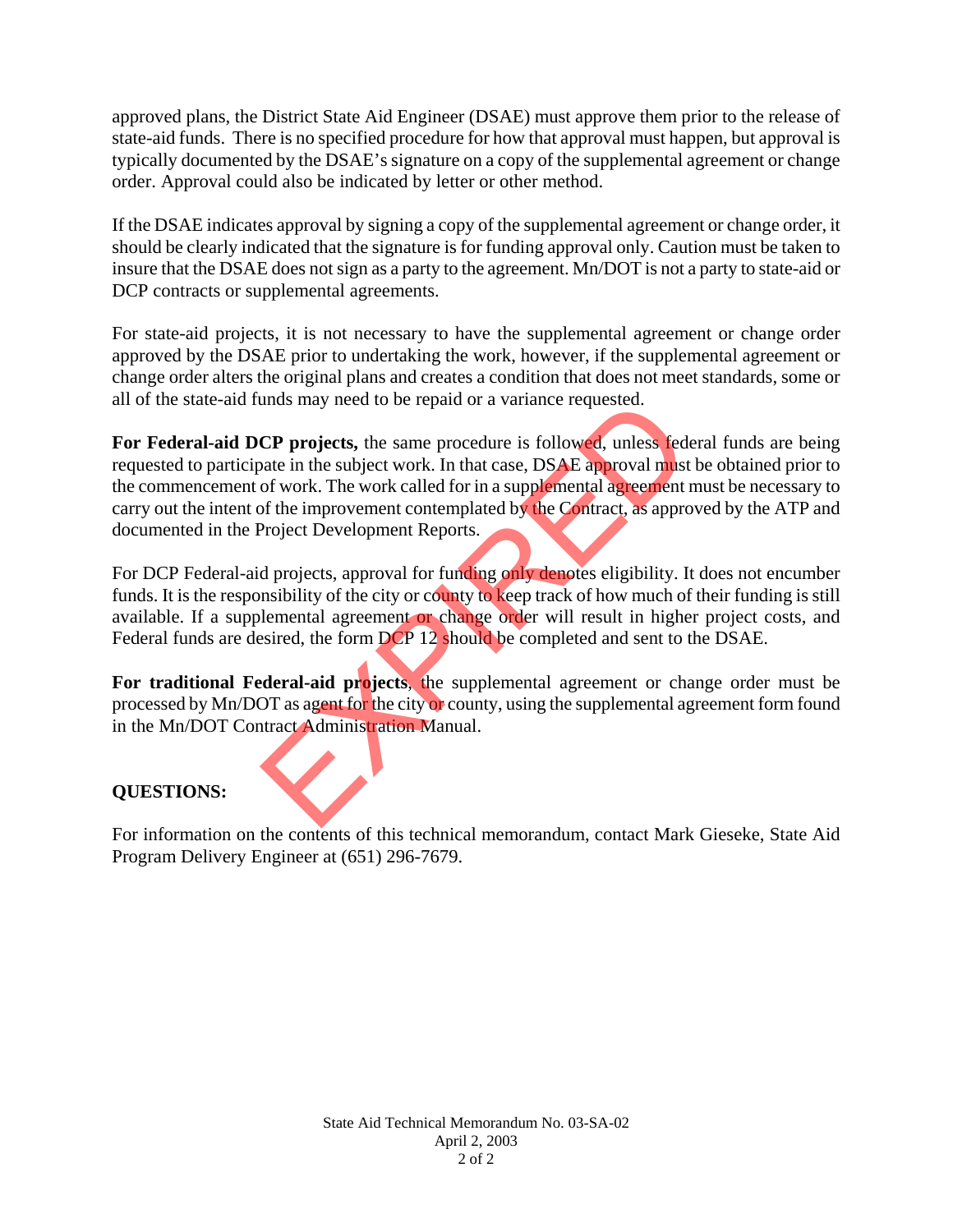approved plans, the District State Aid Engineer (DSAE) must approve them prior to the release of state-aid funds. There is no specified procedure for how that approval must happen, but approval is typically documented by the DSAE's signature on a copy of the supplemental agreement or change order. Approval could also be indicated by letter or other method.

If the DSAE indicates approval by signing a copy of the supplemental agreement or change order, it should be clearly indicated that the signature is for funding approval only. Caution must be taken to insure that the DSAE does not sign as a party to the agreement. Mn/DOT is not a party to state-aid or DCP contracts or supplemental agreements.

For state-aid projects, it is not necessary to have the supplemental agreement or change order approved by the DSAE prior to undertaking the work, however, if the supplemental agreement or change order alters the original plans and creates a condition that does not meet standards, some or all of the state-aid funds may need to be repaid or a variance requested.

**For Federal-aid DCP projects,** the same procedure is followed, unless federal funds are being requested to participate in the subject work. In that case, DSAE approval must be obtained prior to the commencement of work. The work called for in a supplemental agreement must be necessary to carry out the intent of the improvement contemplated by the Contract, as approved by the ATP and documented in the Project Development Reports.

For DCP Federal-aid projects, approval for funding only denotes eligibility. It does not encumber funds. It is the responsibility of the city or county to keep track of how much of their funding is still available. If a supplemental agreement or change order will result in higher project costs, and Federal funds are desired, the form DCP 12 should be completed and sent to the DSAE.

**For traditional Federal-aid projects**, the supplemental agreement or change order must be processed by Mn/DOT as agent for the city or county, using the supplemental agreement form found in the Mn/DOT Contract Administration Manual.

EXPIRED

**QUESTIONS:**

For information on the contents of this technical memorandum, contact Mark Gieseke, State Aid Program Delivery Engineer at (651) 296-7679.

State Aid Technical Memorandum No. 03-SA-02
April 2, 2003